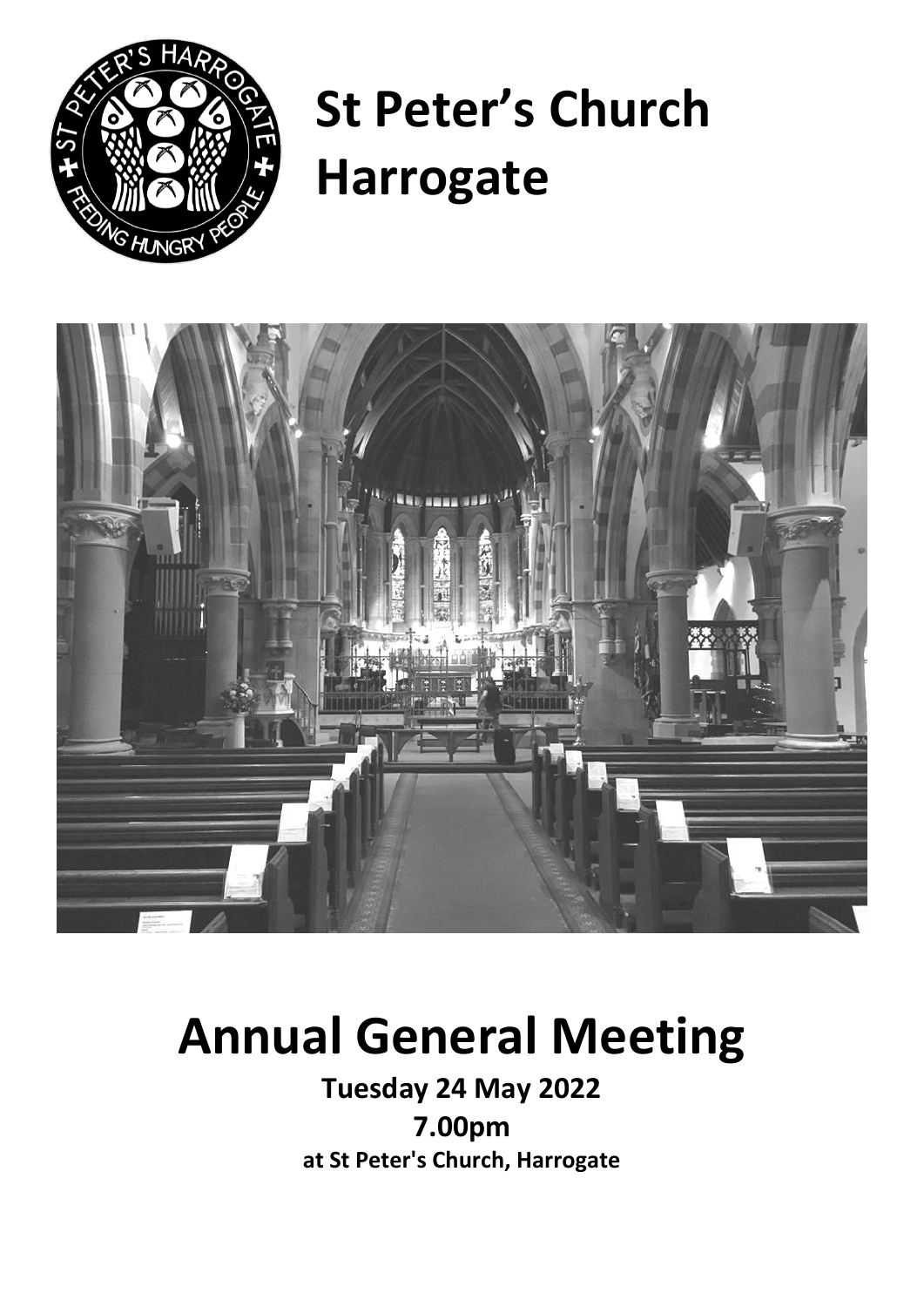# St Peter's Church Harrogate

# Annual General Meeting

**Tuesday 24 May 2022**

**7.00pm**

**at St Peter's Church, Harrogate**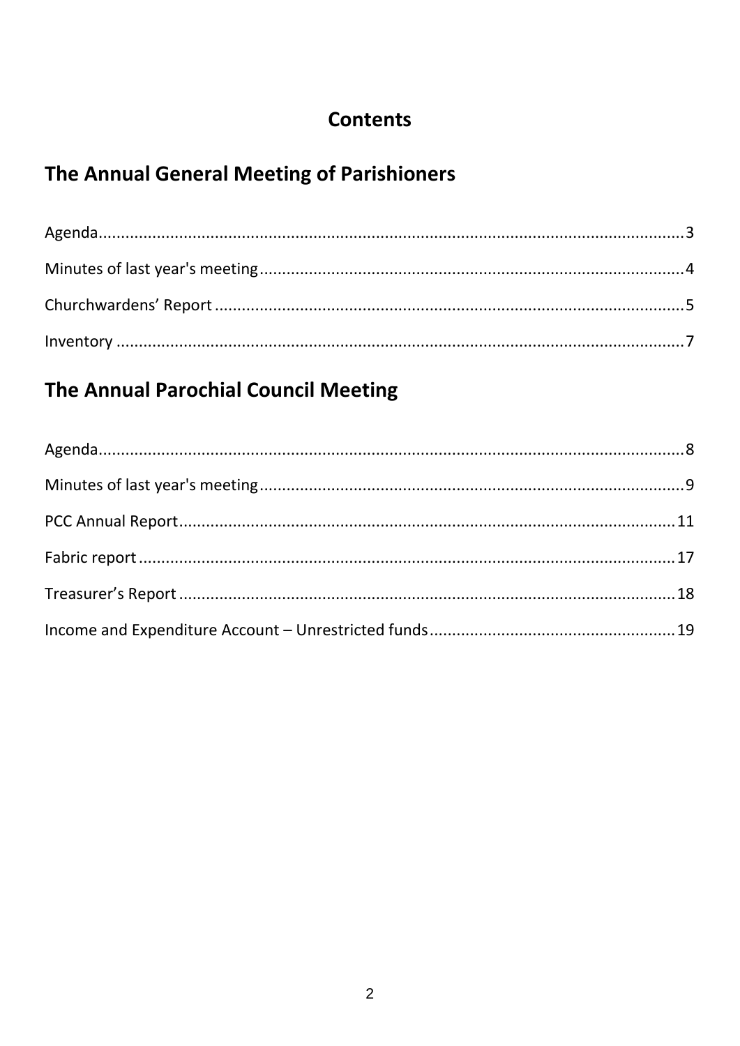# Contents

## The Annual General Meeting of Parishioners

Agenda....................................................................................................................3

Minutes of last year's meeting................................................................................4

Churchwardens' Report ..........................................................................................5

Inventory ................................................................................................................7

## The Annual Parochial Council Meeting

Agenda....................................................................................................................8

Minutes of last year's meeting................................................................................9

PCC Annual Report................................................................................................11

Fabric report .........................................................................................................17

Treasurer's Report .................................................................................................18

Income and Expenditure Account – Unrestricted funds........................................19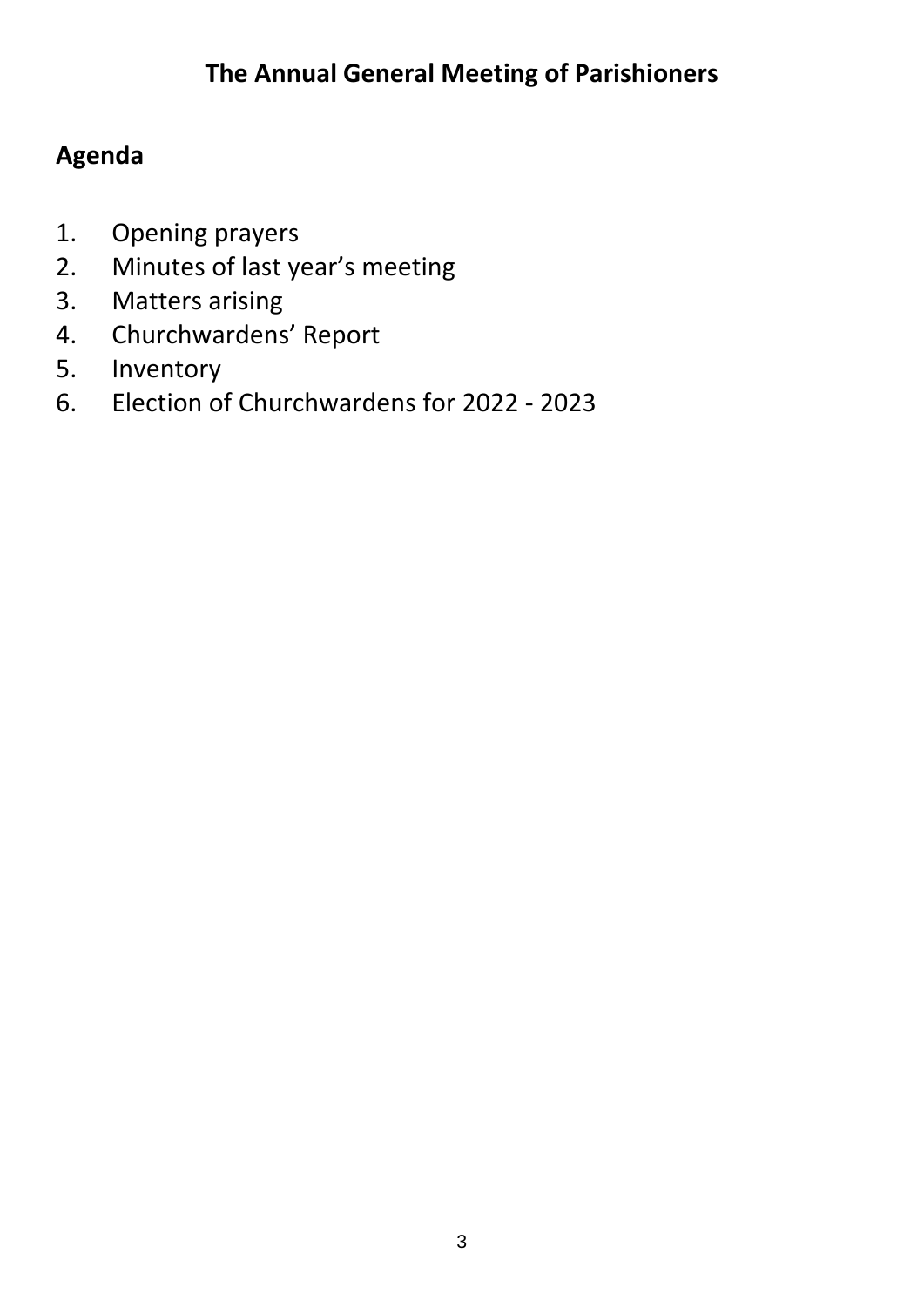# The Annual General Meeting of Parishioners

## Agenda

1. Opening prayers
2. Minutes of last year's meeting
3. Matters arising
4. Churchwardens' Report
5. Inventory
6. Election of Churchwardens for 2022 - 2023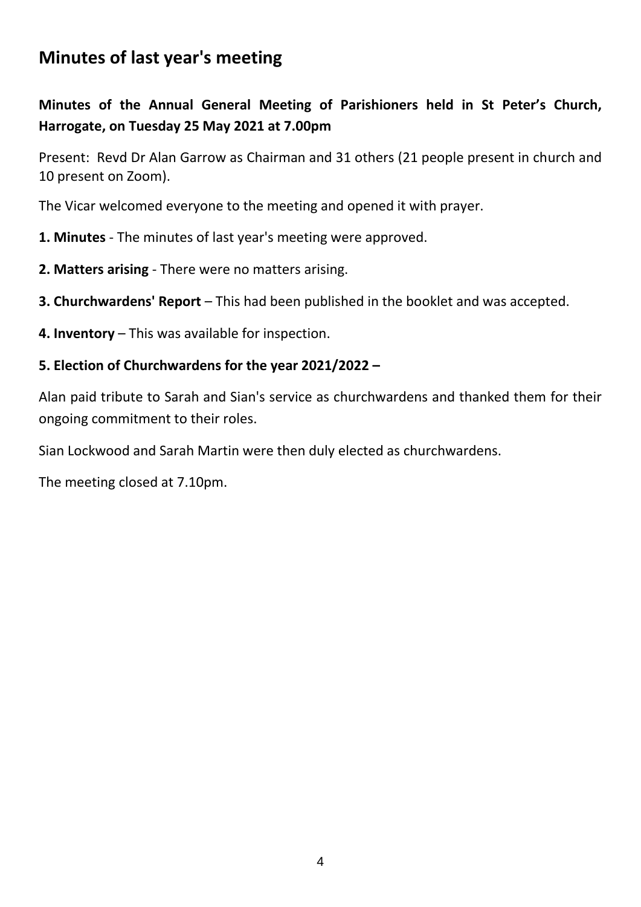## Minutes of last year's meeting

**Minutes of the Annual General Meeting of Parishioners held in St Peter's Church, Harrogate, on Tuesday 25 May 2021 at 7.00pm**

Present: Revd Dr Alan Garrow as Chairman and 31 others (21 people present in church and 10 present on Zoom).

The Vicar welcomed everyone to the meeting and opened it with prayer.

**1. Minutes** - The minutes of last year's meeting were approved.

**2. Matters arising** - There were no matters arising.

**3. Churchwardens' Report** – This had been published in the booklet and was accepted.

**4. Inventory** – This was available for inspection.

**5. Election of Churchwardens for the year 2021/2022 –**

Alan paid tribute to Sarah and Sian's service as churchwardens and thanked them for their ongoing commitment to their roles.

Sian Lockwood and Sarah Martin were then duly elected as churchwardens.

The meeting closed at 7.10pm.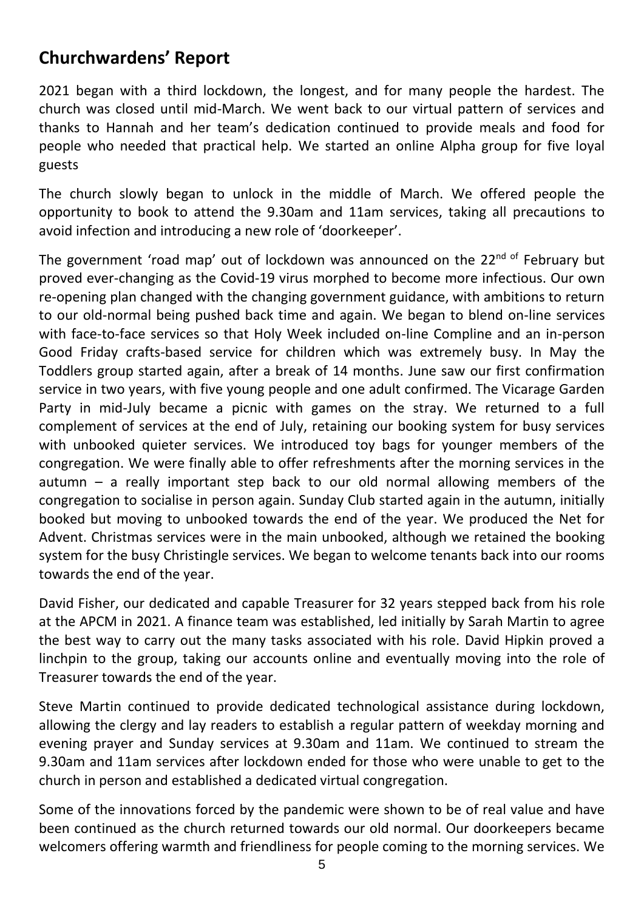## Churchwardens' Report

2021 began with a third lockdown, the longest, and for many people the hardest. The church was closed until mid-March. We went back to our virtual pattern of services and thanks to Hannah and her team's dedication continued to provide meals and food for people who needed that practical help. We started an online Alpha group for five loyal guests

The church slowly began to unlock in the middle of March. We offered people the opportunity to book to attend the 9.30am and 11am services, taking all precautions to avoid infection and introducing a new role of 'doorkeeper'.

The government 'road map' out of lockdown was announced on the 22nd of February but proved ever-changing as the Covid-19 virus morphed to become more infectious. Our own re-opening plan changed with the changing government guidance, with ambitions to return to our old-normal being pushed back time and again. We began to blend on-line services with face-to-face services so that Holy Week included on-line Compline and an in-person Good Friday crafts-based service for children which was extremely busy. In May the Toddlers group started again, after a break of 14 months. June saw our first confirmation service in two years, with five young people and one adult confirmed. The Vicarage Garden Party in mid-July became a picnic with games on the stray. We returned to a full complement of services at the end of July, retaining our booking system for busy services with unbooked quieter services. We introduced toy bags for younger members of the congregation. We were finally able to offer refreshments after the morning services in the autumn – a really important step back to our old normal allowing members of the congregation to socialise in person again. Sunday Club started again in the autumn, initially booked but moving to unbooked towards the end of the year. We produced the Net for Advent. Christmas services were in the main unbooked, although we retained the booking system for the busy Christingle services. We began to welcome tenants back into our rooms towards the end of the year.

David Fisher, our dedicated and capable Treasurer for 32 years stepped back from his role at the APCM in 2021. A finance team was established, led initially by Sarah Martin to agree the best way to carry out the many tasks associated with his role. David Hipkin proved a linchpin to the group, taking our accounts online and eventually moving into the role of Treasurer towards the end of the year.

Steve Martin continued to provide dedicated technological assistance during lockdown, allowing the clergy and lay readers to establish a regular pattern of weekday morning and evening prayer and Sunday services at 9.30am and 11am. We continued to stream the 9.30am and 11am services after lockdown ended for those who were unable to get to the church in person and established a dedicated virtual congregation.

Some of the innovations forced by the pandemic were shown to be of real value and have been continued as the church returned towards our old normal. Our doorkeepers became welcomers offering warmth and friendliness for people coming to the morning services. We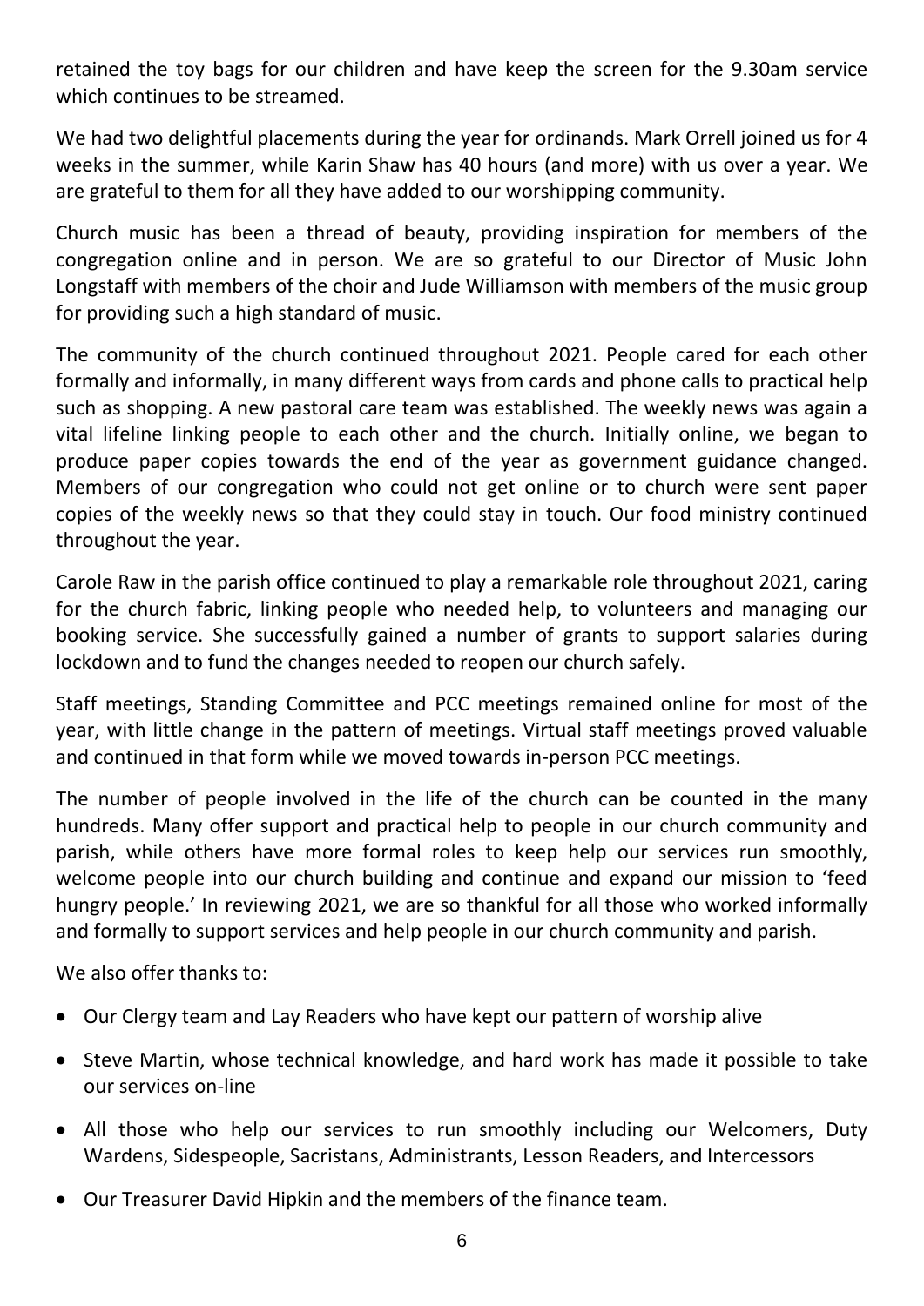retained the toy bags for our children and have keep the screen for the 9.30am service which continues to be streamed.

We had two delightful placements during the year for ordinands. Mark Orrell joined us for 4 weeks in the summer, while Karin Shaw has 40 hours (and more) with us over a year. We are grateful to them for all they have added to our worshipping community.

Church music has been a thread of beauty, providing inspiration for members of the congregation online and in person. We are so grateful to our Director of Music John Longstaff with members of the choir and Jude Williamson with members of the music group for providing such a high standard of music.

The community of the church continued throughout 2021. People cared for each other formally and informally, in many different ways from cards and phone calls to practical help such as shopping. A new pastoral care team was established. The weekly news was again a vital lifeline linking people to each other and the church. Initially online, we began to produce paper copies towards the end of the year as government guidance changed. Members of our congregation who could not get online or to church were sent paper copies of the weekly news so that they could stay in touch. Our food ministry continued throughout the year.

Carole Raw in the parish office continued to play a remarkable role throughout 2021, caring for the church fabric, linking people who needed help, to volunteers and managing our booking service. She successfully gained a number of grants to support salaries during lockdown and to fund the changes needed to reopen our church safely.

Staff meetings, Standing Committee and PCC meetings remained online for most of the year, with little change in the pattern of meetings. Virtual staff meetings proved valuable and continued in that form while we moved towards in-person PCC meetings.

The number of people involved in the life of the church can be counted in the many hundreds. Many offer support and practical help to people in our church community and parish, while others have more formal roles to keep help our services run smoothly, welcome people into our church building and continue and expand our mission to 'feed hungry people.' In reviewing 2021, we are so thankful for all those who worked informally and formally to support services and help people in our church community and parish.

We also offer thanks to:

- Our Clergy team and Lay Readers who have kept our pattern of worship alive
- Steve Martin, whose technical knowledge, and hard work has made it possible to take our services on-line
- All those who help our services to run smoothly including our Welcomers, Duty Wardens, Sidespeople, Sacristans, Administrants, Lesson Readers, and Intercessors
- Our Treasurer David Hipkin and the members of the finance team.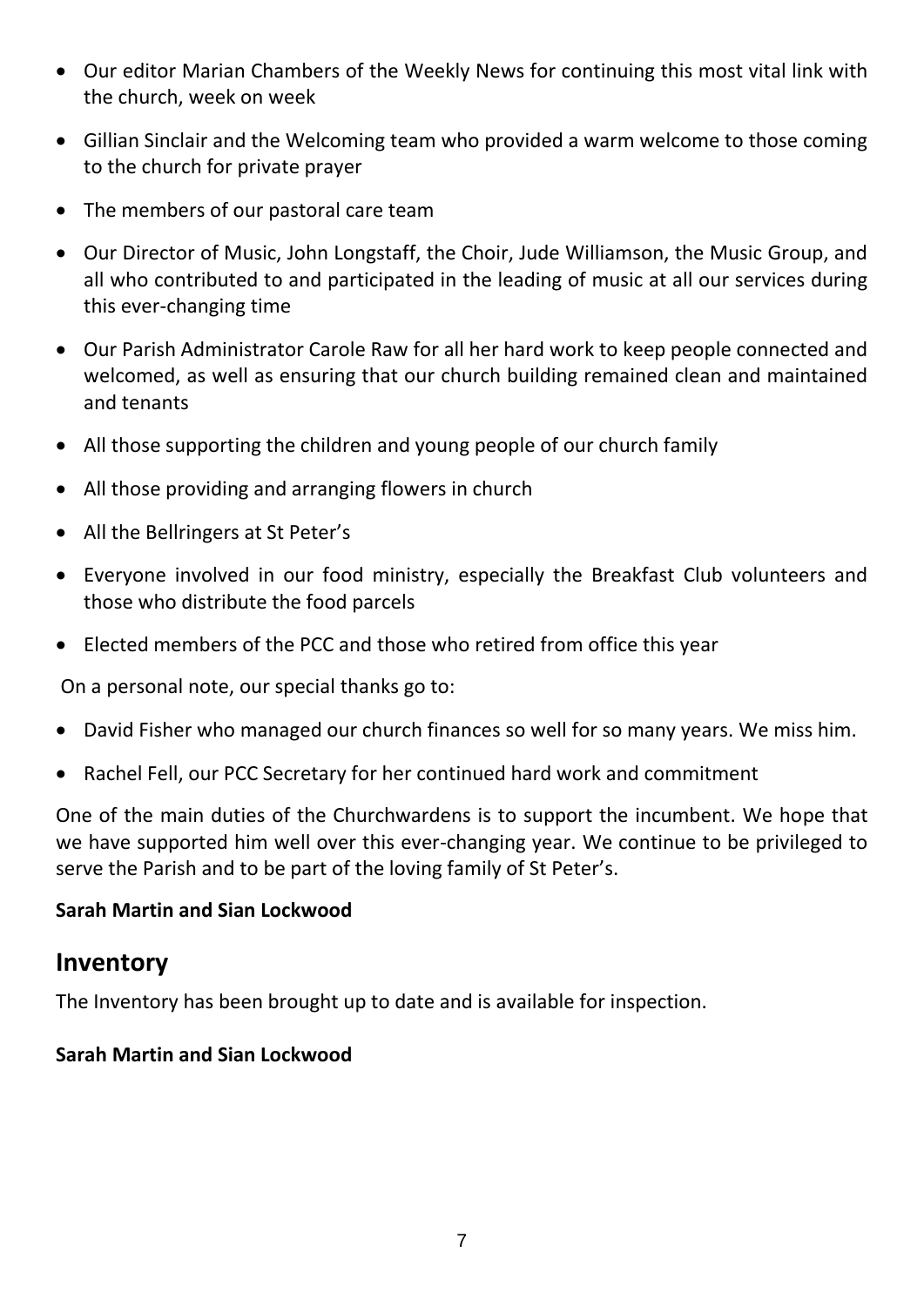- Our editor Marian Chambers of the Weekly News for continuing this most vital link with the church, week on week
- Gillian Sinclair and the Welcoming team who provided a warm welcome to those coming to the church for private prayer
- The members of our pastoral care team
- Our Director of Music, John Longstaff, the Choir, Jude Williamson, the Music Group, and all who contributed to and participated in the leading of music at all our services during this ever-changing time
- Our Parish Administrator Carole Raw for all her hard work to keep people connected and welcomed, as well as ensuring that our church building remained clean and maintained and tenants
- All those supporting the children and young people of our church family
- All those providing and arranging flowers in church
- All the Bellringers at St Peter's
- Everyone involved in our food ministry, especially the Breakfast Club volunteers and those who distribute the food parcels
- Elected members of the PCC and those who retired from office this year

On a personal note, our special thanks go to:

- David Fisher who managed our church finances so well for so many years. We miss him.
- Rachel Fell, our PCC Secretary for her continued hard work and commitment

One of the main duties of the Churchwardens is to support the incumbent. We hope that we have supported him well over this ever-changing year. We continue to be privileged to serve the Parish and to be part of the loving family of St Peter's.

**Sarah Martin and Sian Lockwood**

## Inventory

The Inventory has been brought up to date and is available for inspection.

**Sarah Martin and Sian Lockwood**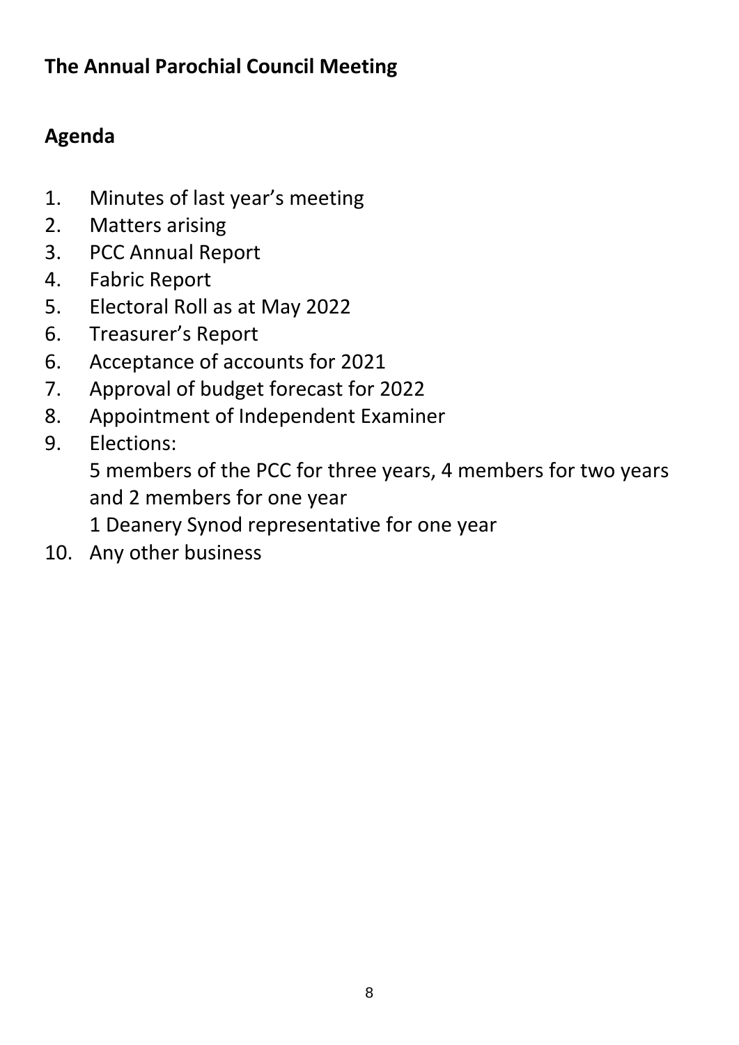## The Annual Parochial Council Meeting

## Agenda

1. Minutes of last year's meeting
2. Matters arising
3. PCC Annual Report
4. Fabric Report
5. Electoral Roll as at May 2022
6. Treasurer's Report
6. Acceptance of accounts for 2021
7. Approval of budget forecast for 2022
8. Appointment of Independent Examiner
9. Elections:
   5 members of the PCC for three years, 4 members for two years and 2 members for one year
   1 Deanery Synod representative for one year
10. Any other business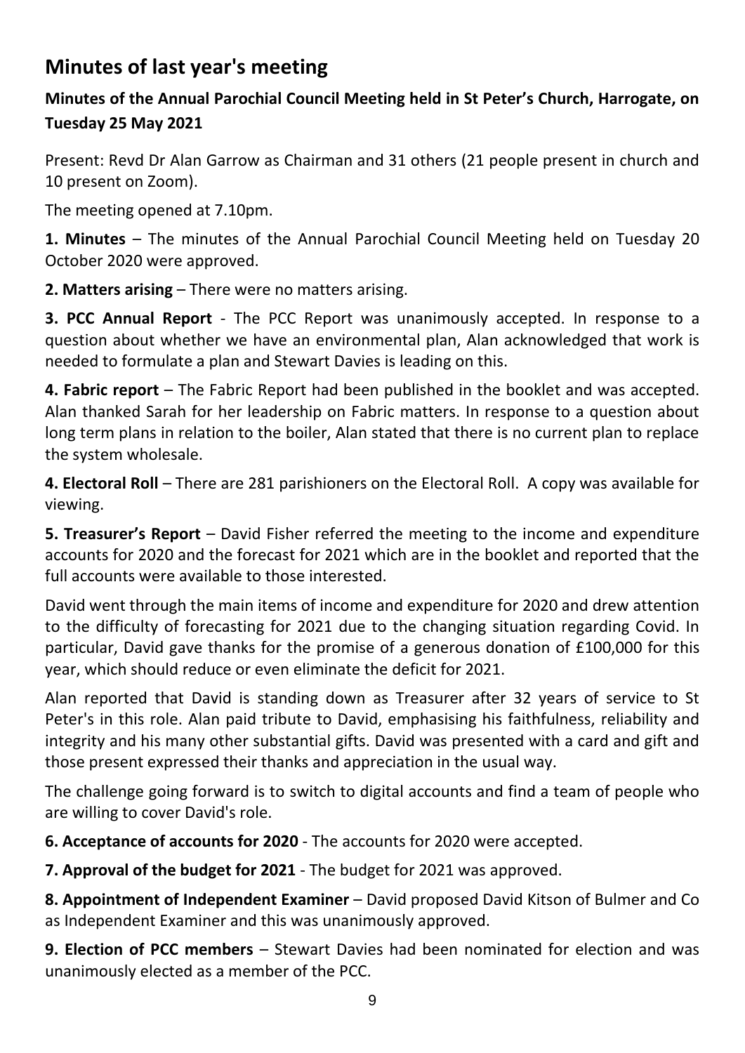## Minutes of last year's meeting

### Minutes of the Annual Parochial Council Meeting held in St Peter's Church, Harrogate, on Tuesday 25 May 2021

Present: Revd Dr Alan Garrow as Chairman and 31 others (21 people present in church and 10 present on Zoom).

The meeting opened at 7.10pm.

**1. Minutes** – The minutes of the Annual Parochial Council Meeting held on Tuesday 20 October 2020 were approved.

**2. Matters arising** – There were no matters arising.

**3. PCC Annual Report** - The PCC Report was unanimously accepted. In response to a question about whether we have an environmental plan, Alan acknowledged that work is needed to formulate a plan and Stewart Davies is leading on this.

**4. Fabric report** – The Fabric Report had been published in the booklet and was accepted. Alan thanked Sarah for her leadership on Fabric matters. In response to a question about long term plans in relation to the boiler, Alan stated that there is no current plan to replace the system wholesale.

**4. Electoral Roll** – There are 281 parishioners on the Electoral Roll. A copy was available for viewing.

**5. Treasurer's Report** – David Fisher referred the meeting to the income and expenditure accounts for 2020 and the forecast for 2021 which are in the booklet and reported that the full accounts were available to those interested.

David went through the main items of income and expenditure for 2020 and drew attention to the difficulty of forecasting for 2021 due to the changing situation regarding Covid. In particular, David gave thanks for the promise of a generous donation of £100,000 for this year, which should reduce or even eliminate the deficit for 2021.

Alan reported that David is standing down as Treasurer after 32 years of service to St Peter's in this role. Alan paid tribute to David, emphasising his faithfulness, reliability and integrity and his many other substantial gifts. David was presented with a card and gift and those present expressed their thanks and appreciation in the usual way.

The challenge going forward is to switch to digital accounts and find a team of people who are willing to cover David's role.

**6. Acceptance of accounts for 2020** - The accounts for 2020 were accepted.

**7. Approval of the budget for 2021** - The budget for 2021 was approved.

**8. Appointment of Independent Examiner** – David proposed David Kitson of Bulmer and Co as Independent Examiner and this was unanimously approved.

**9. Election of PCC members** – Stewart Davies had been nominated for election and was unanimously elected as a member of the PCC.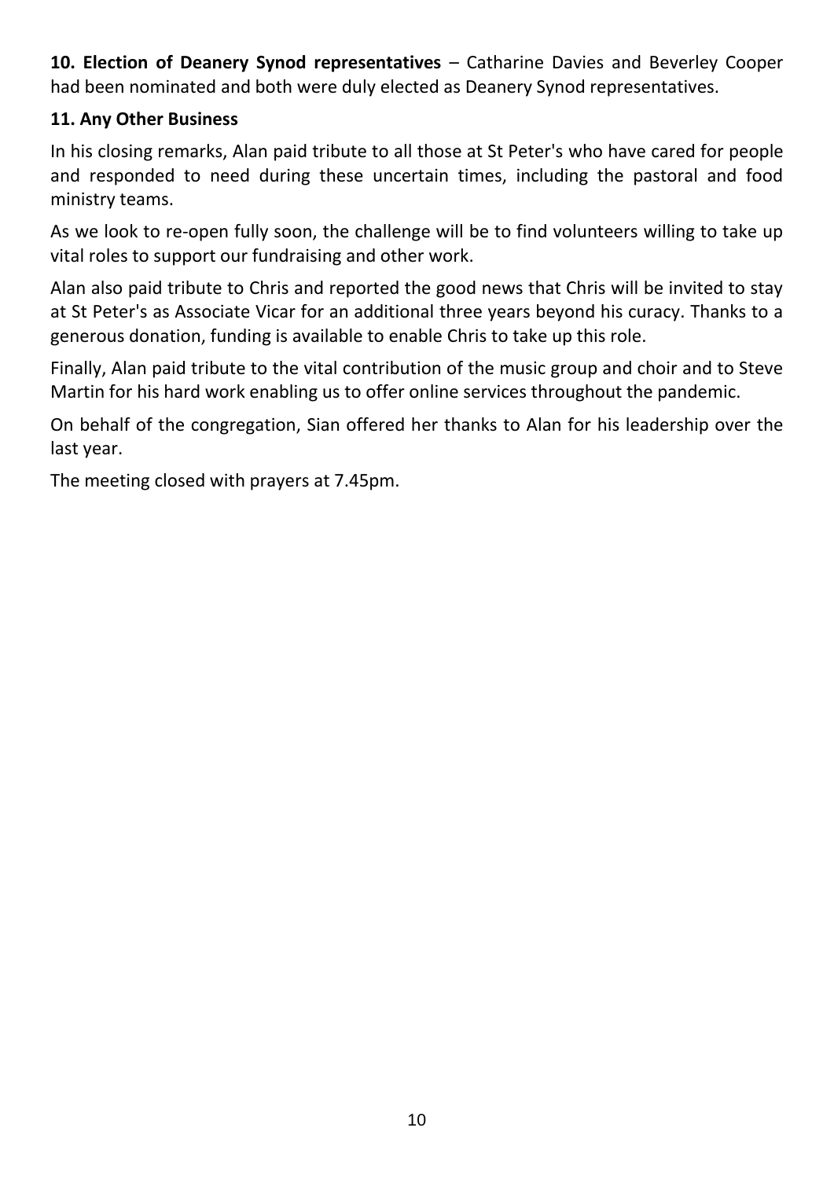**10. Election of Deanery Synod representatives** – Catharine Davies and Beverley Cooper had been nominated and both were duly elected as Deanery Synod representatives.

**11. Any Other Business**

In his closing remarks, Alan paid tribute to all those at St Peter's who have cared for people and responded to need during these uncertain times, including the pastoral and food ministry teams.

As we look to re-open fully soon, the challenge will be to find volunteers willing to take up vital roles to support our fundraising and other work.

Alan also paid tribute to Chris and reported the good news that Chris will be invited to stay at St Peter's as Associate Vicar for an additional three years beyond his curacy. Thanks to a generous donation, funding is available to enable Chris to take up this role.

Finally, Alan paid tribute to the vital contribution of the music group and choir and to Steve Martin for his hard work enabling us to offer online services throughout the pandemic.

On behalf of the congregation, Sian offered her thanks to Alan for his leadership over the last year.

The meeting closed with prayers at 7.45pm.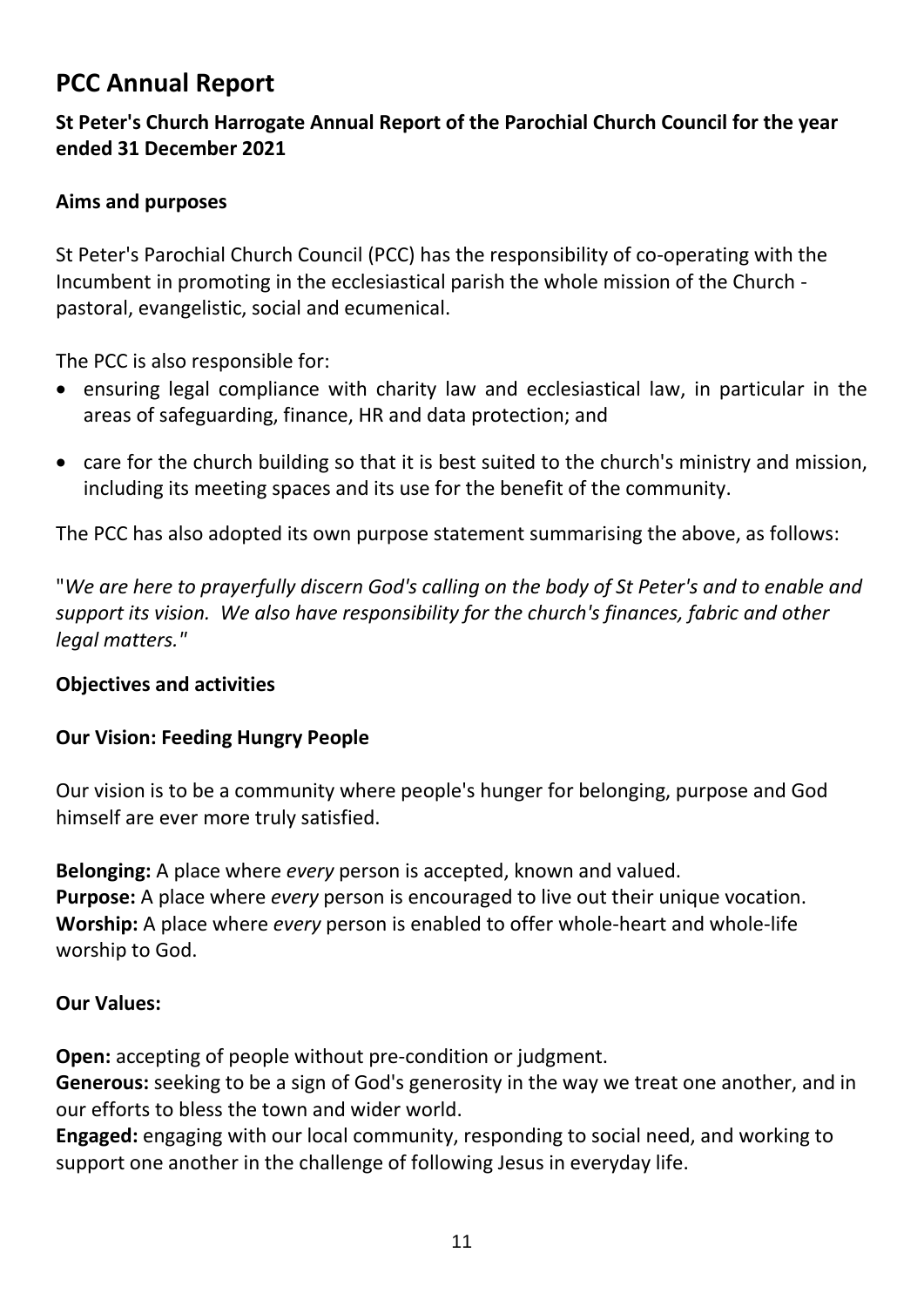# PCC Annual Report

### St Peter's Church Harrogate Annual Report of the Parochial Church Council for the year ended 31 December 2021

### Aims and purposes

St Peter's Parochial Church Council (PCC) has the responsibility of co-operating with the Incumbent in promoting in the ecclesiastical parish the whole mission of the Church - pastoral, evangelistic, social and ecumenical.

The PCC is also responsible for:

- ensuring legal compliance with charity law and ecclesiastical law, in particular in the areas of safeguarding, finance, HR and data protection; and
- care for the church building so that it is best suited to the church's ministry and mission, including its meeting spaces and its use for the benefit of the community.

The PCC has also adopted its own purpose statement summarising the above, as follows:

"*We are here to prayerfully discern God's calling on the body of St Peter's and to enable and support its vision. We also have responsibility for the church's finances, fabric and other legal matters."*

### Objectives and activities

### Our Vision: Feeding Hungry People

Our vision is to be a community where people's hunger for belonging, purpose and God himself are ever more truly satisfied.

**Belonging:** A place where *every* person is accepted, known and valued.
**Purpose:** A place where *every* person is encouraged to live out their unique vocation.
**Worship:** A place where *every* person is enabled to offer whole-heart and whole-life worship to God.

### Our Values:

**Open:** accepting of people without pre-condition or judgment.
**Generous:** seeking to be a sign of God's generosity in the way we treat one another, and in our efforts to bless the town and wider world.
**Engaged:** engaging with our local community, responding to social need, and working to support one another in the challenge of following Jesus in everyday life.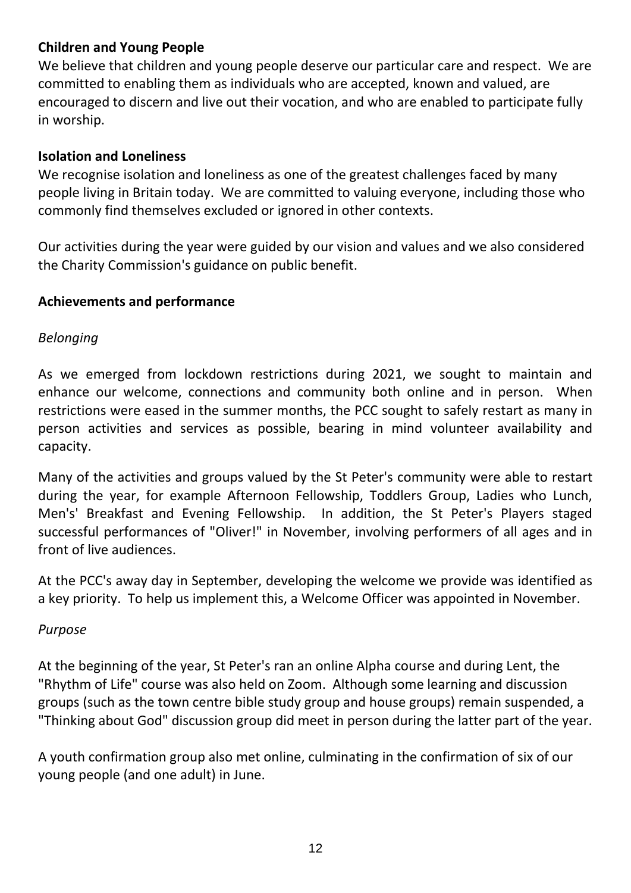**Children and Young People**

We believe that children and young people deserve our particular care and respect. We are committed to enabling them as individuals who are accepted, known and valued, are encouraged to discern and live out their vocation, and who are enabled to participate fully in worship.

**Isolation and Loneliness**

We recognise isolation and loneliness as one of the greatest challenges faced by many people living in Britain today. We are committed to valuing everyone, including those who commonly find themselves excluded or ignored in other contexts.

Our activities during the year were guided by our vision and values and we also considered the Charity Commission's guidance on public benefit.

**Achievements and performance**

*Belonging*

As we emerged from lockdown restrictions during 2021, we sought to maintain and enhance our welcome, connections and community both online and in person. When restrictions were eased in the summer months, the PCC sought to safely restart as many in person activities and services as possible, bearing in mind volunteer availability and capacity.

Many of the activities and groups valued by the St Peter's community were able to restart during the year, for example Afternoon Fellowship, Toddlers Group, Ladies who Lunch, Men's' Breakfast and Evening Fellowship. In addition, the St Peter's Players staged successful performances of "Oliver!" in November, involving performers of all ages and in front of live audiences.

At the PCC's away day in September, developing the welcome we provide was identified as a key priority. To help us implement this, a Welcome Officer was appointed in November.

*Purpose*

At the beginning of the year, St Peter's ran an online Alpha course and during Lent, the "Rhythm of Life" course was also held on Zoom. Although some learning and discussion groups (such as the town centre bible study group and house groups) remain suspended, a "Thinking about God" discussion group did meet in person during the latter part of the year.

A youth confirmation group also met online, culminating in the confirmation of six of our young people (and one adult) in June.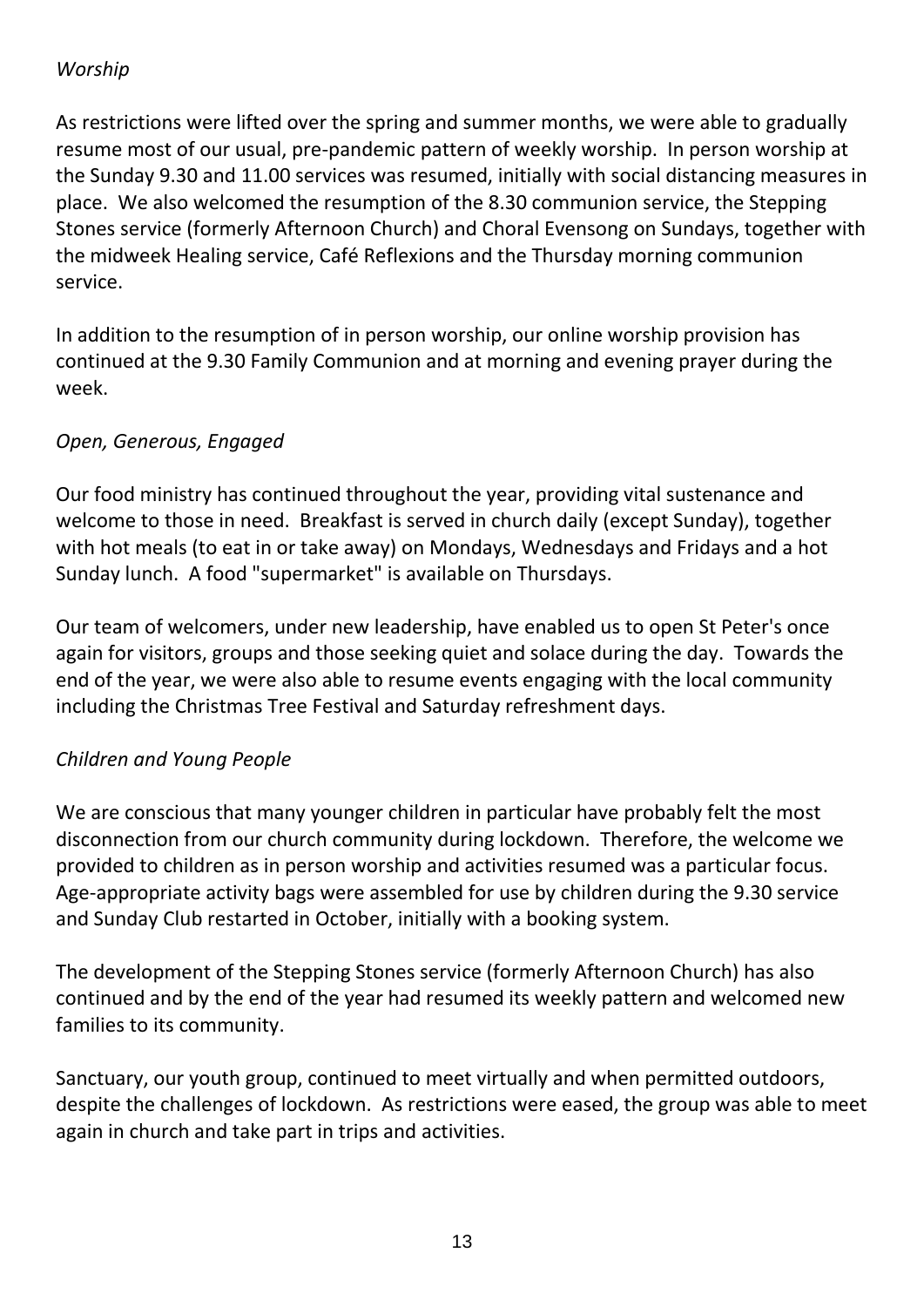*Worship*

As restrictions were lifted over the spring and summer months, we were able to gradually resume most of our usual, pre-pandemic pattern of weekly worship. In person worship at the Sunday 9.30 and 11.00 services was resumed, initially with social distancing measures in place. We also welcomed the resumption of the 8.30 communion service, the Stepping Stones service (formerly Afternoon Church) and Choral Evensong on Sundays, together with the midweek Healing service, Café Reflexions and the Thursday morning communion service.

In addition to the resumption of in person worship, our online worship provision has continued at the 9.30 Family Communion and at morning and evening prayer during the week.

*Open, Generous, Engaged*

Our food ministry has continued throughout the year, providing vital sustenance and welcome to those in need. Breakfast is served in church daily (except Sunday), together with hot meals (to eat in or take away) on Mondays, Wednesdays and Fridays and a hot Sunday lunch. A food "supermarket" is available on Thursdays.

Our team of welcomers, under new leadership, have enabled us to open St Peter's once again for visitors, groups and those seeking quiet and solace during the day. Towards the end of the year, we were also able to resume events engaging with the local community including the Christmas Tree Festival and Saturday refreshment days.

*Children and Young People*

We are conscious that many younger children in particular have probably felt the most disconnection from our church community during lockdown. Therefore, the welcome we provided to children as in person worship and activities resumed was a particular focus. Age-appropriate activity bags were assembled for use by children during the 9.30 service and Sunday Club restarted in October, initially with a booking system.

The development of the Stepping Stones service (formerly Afternoon Church) has also continued and by the end of the year had resumed its weekly pattern and welcomed new families to its community.

Sanctuary, our youth group, continued to meet virtually and when permitted outdoors, despite the challenges of lockdown. As restrictions were eased, the group was able to meet again in church and take part in trips and activities.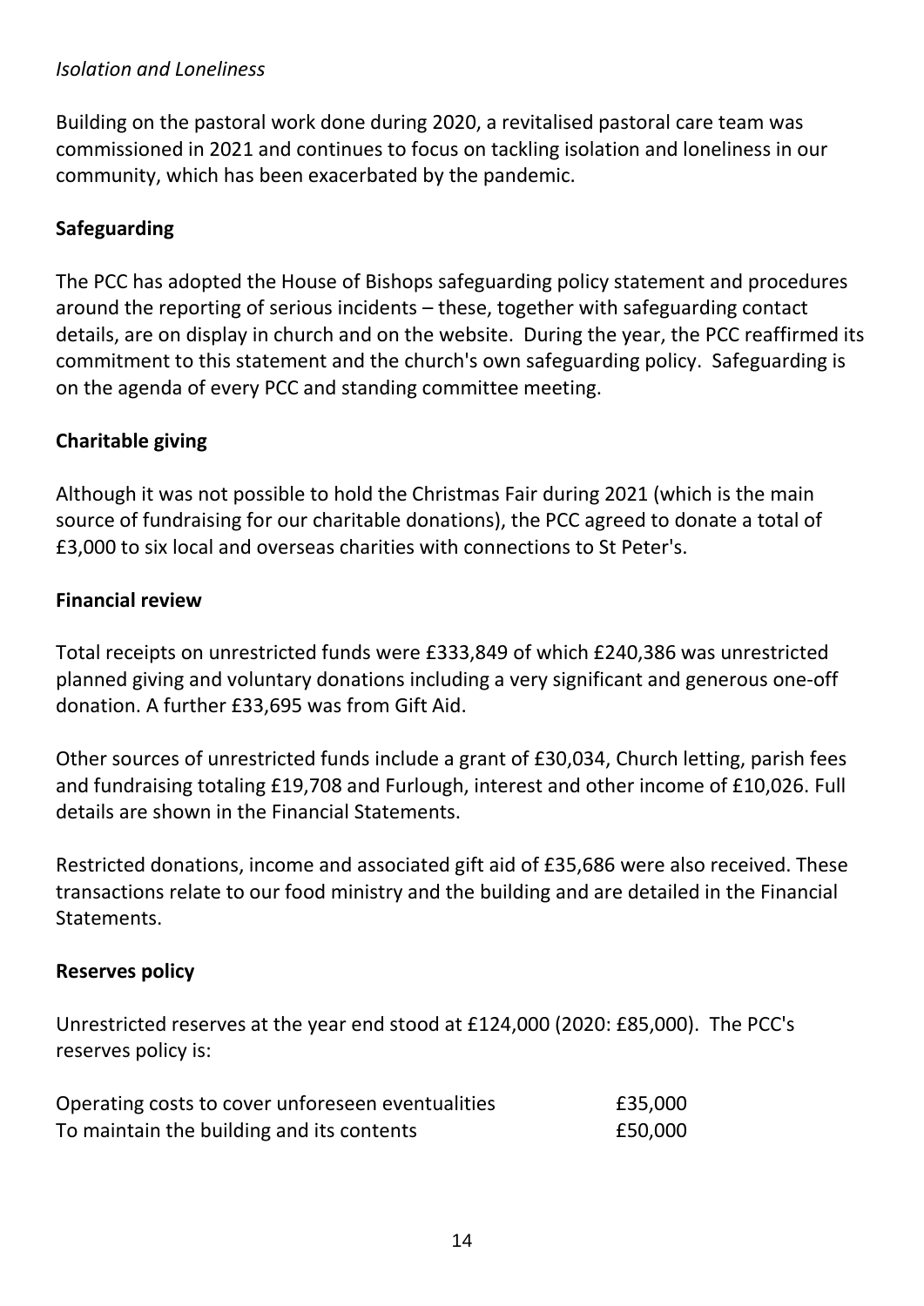*Isolation and Loneliness*

Building on the pastoral work done during 2020, a revitalised pastoral care team was commissioned in 2021 and continues to focus on tackling isolation and loneliness in our community, which has been exacerbated by the pandemic.

**Safeguarding**

The PCC has adopted the House of Bishops safeguarding policy statement and procedures around the reporting of serious incidents – these, together with safeguarding contact details, are on display in church and on the website. During the year, the PCC reaffirmed its commitment to this statement and the church's own safeguarding policy. Safeguarding is on the agenda of every PCC and standing committee meeting.

**Charitable giving**

Although it was not possible to hold the Christmas Fair during 2021 (which is the main source of fundraising for our charitable donations), the PCC agreed to donate a total of £3,000 to six local and overseas charities with connections to St Peter's.

**Financial review**

Total receipts on unrestricted funds were £333,849 of which £240,386 was unrestricted planned giving and voluntary donations including a very significant and generous one-off donation. A further £33,695 was from Gift Aid.

Other sources of unrestricted funds include a grant of £30,034, Church letting, parish fees and fundraising totaling £19,708 and Furlough, interest and other income of £10,026. Full details are shown in the Financial Statements.

Restricted donations, income and associated gift aid of £35,686 were also received. These transactions relate to our food ministry and the building and are detailed in the Financial Statements.

**Reserves policy**

Unrestricted reserves at the year end stood at £124,000 (2020: £85,000). The PCC's reserves policy is:

| | |
|---|---|
| Operating costs to cover unforeseen eventualities | £35,000 |
| To maintain the building and its contents | £50,000 |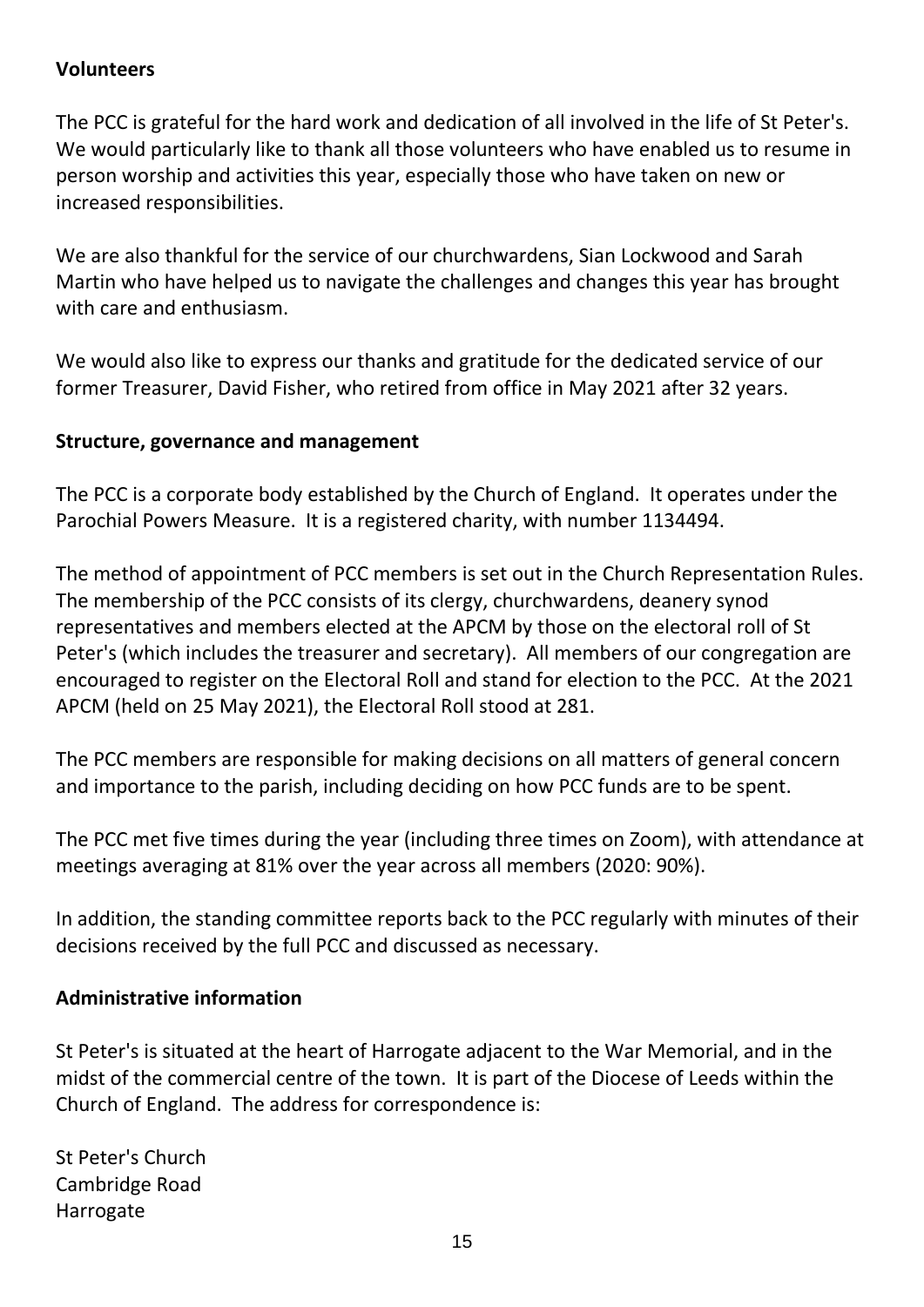**Volunteers**

The PCC is grateful for the hard work and dedication of all involved in the life of St Peter's. We would particularly like to thank all those volunteers who have enabled us to resume in person worship and activities this year, especially those who have taken on new or increased responsibilities.

We are also thankful for the service of our churchwardens, Sian Lockwood and Sarah Martin who have helped us to navigate the challenges and changes this year has brought with care and enthusiasm.

We would also like to express our thanks and gratitude for the dedicated service of our former Treasurer, David Fisher, who retired from office in May 2021 after 32 years.

**Structure, governance and management**

The PCC is a corporate body established by the Church of England. It operates under the Parochial Powers Measure. It is a registered charity, with number 1134494.

The method of appointment of PCC members is set out in the Church Representation Rules. The membership of the PCC consists of its clergy, churchwardens, deanery synod representatives and members elected at the APCM by those on the electoral roll of St Peter's (which includes the treasurer and secretary). All members of our congregation are encouraged to register on the Electoral Roll and stand for election to the PCC. At the 2021 APCM (held on 25 May 2021), the Electoral Roll stood at 281.

The PCC members are responsible for making decisions on all matters of general concern and importance to the parish, including deciding on how PCC funds are to be spent.

The PCC met five times during the year (including three times on Zoom), with attendance at meetings averaging at 81% over the year across all members (2020: 90%).

In addition, the standing committee reports back to the PCC regularly with minutes of their decisions received by the full PCC and discussed as necessary.

**Administrative information**

St Peter's is situated at the heart of Harrogate adjacent to the War Memorial, and in the midst of the commercial centre of the town. It is part of the Diocese of Leeds within the Church of England. The address for correspondence is:

St Peter's Church
Cambridge Road
Harrogate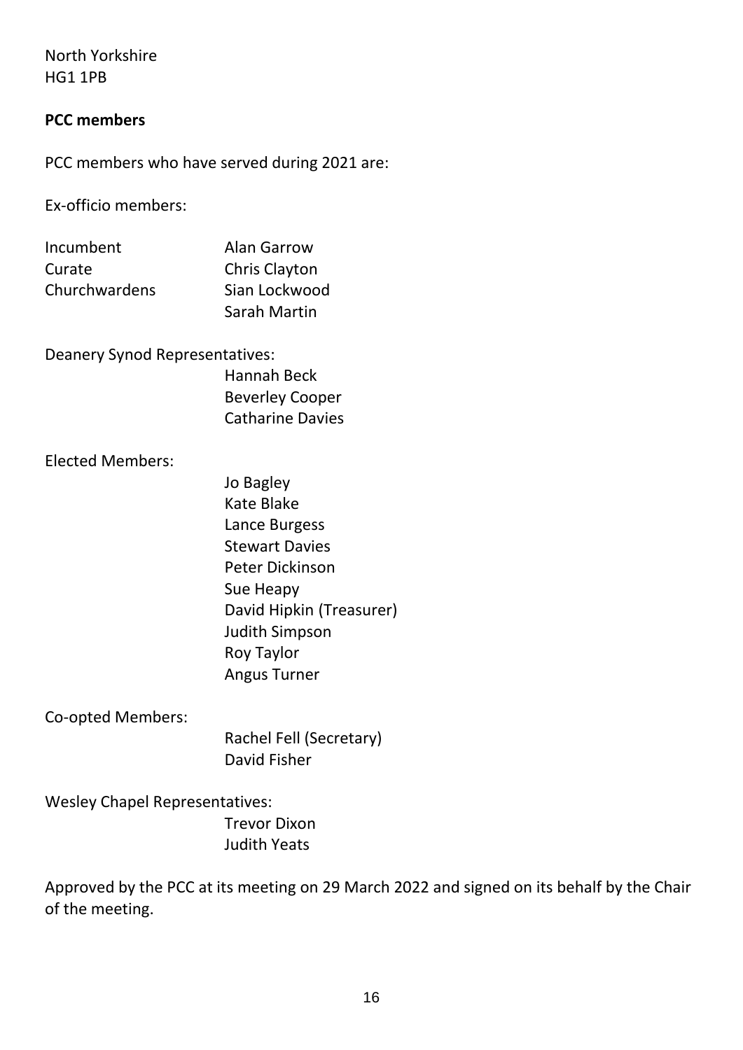North Yorkshire
HG1 1PB

**PCC members**

PCC members who have served during 2021 are:

Ex-officio members:

| | |
|---|---|
| Incumbent | Alan Garrow |
| Curate | Chris Clayton |
| Churchwardens | Sian Lockwood |
| | Sarah Martin |

Deanery Synod Representatives:

- Hannah Beck
- Beverley Cooper
- Catharine Davies

Elected Members:

- Jo Bagley
- Kate Blake
- Lance Burgess
- Stewart Davies
- Peter Dickinson
- Sue Heapy
- David Hipkin (Treasurer)
- Judith Simpson
- Roy Taylor
- Angus Turner

Co-opted Members:

- Rachel Fell (Secretary)
- David Fisher

Wesley Chapel Representatives:

- Trevor Dixon
- Judith Yeats

Approved by the PCC at its meeting on 29 March 2022 and signed on its behalf by the Chair of the meeting.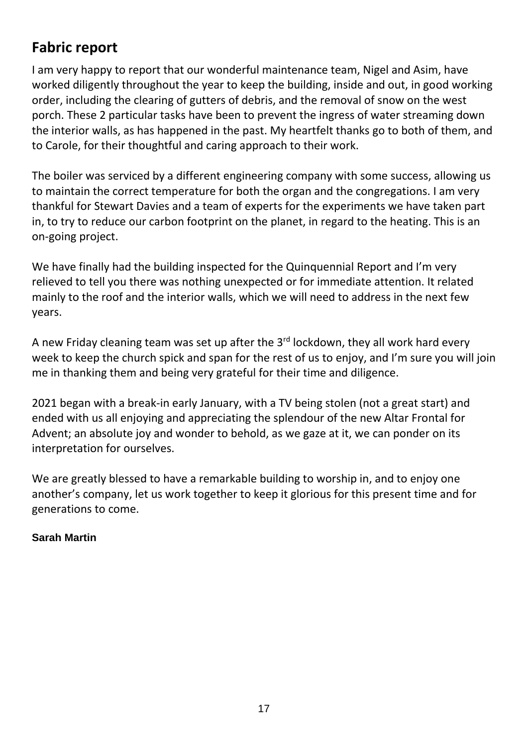## Fabric report

I am very happy to report that our wonderful maintenance team, Nigel and Asim, have worked diligently throughout the year to keep the building, inside and out, in good working order, including the clearing of gutters of debris, and the removal of snow on the west porch. These 2 particular tasks have been to prevent the ingress of water streaming down the interior walls, as has happened in the past. My heartfelt thanks go to both of them, and to Carole, for their thoughtful and caring approach to their work.

The boiler was serviced by a different engineering company with some success, allowing us to maintain the correct temperature for both the organ and the congregations. I am very thankful for Stewart Davies and a team of experts for the experiments we have taken part in, to try to reduce our carbon footprint on the planet, in regard to the heating. This is an on-going project.

We have finally had the building inspected for the Quinquennial Report and I'm very relieved to tell you there was nothing unexpected or for immediate attention. It related mainly to the roof and the interior walls, which we will need to address in the next few years.

A new Friday cleaning team was set up after the 3rd lockdown, they all work hard every week to keep the church spick and span for the rest of us to enjoy, and I'm sure you will join me in thanking them and being very grateful for their time and diligence.

2021 began with a break-in early January, with a TV being stolen (not a great start) and ended with us all enjoying and appreciating the splendour of the new Altar Frontal for Advent; an absolute joy and wonder to behold, as we gaze at it, we can ponder on its interpretation for ourselves.

We are greatly blessed to have a remarkable building to worship in, and to enjoy one another's company, let us work together to keep it glorious for this present time and for generations to come.

**Sarah Martin**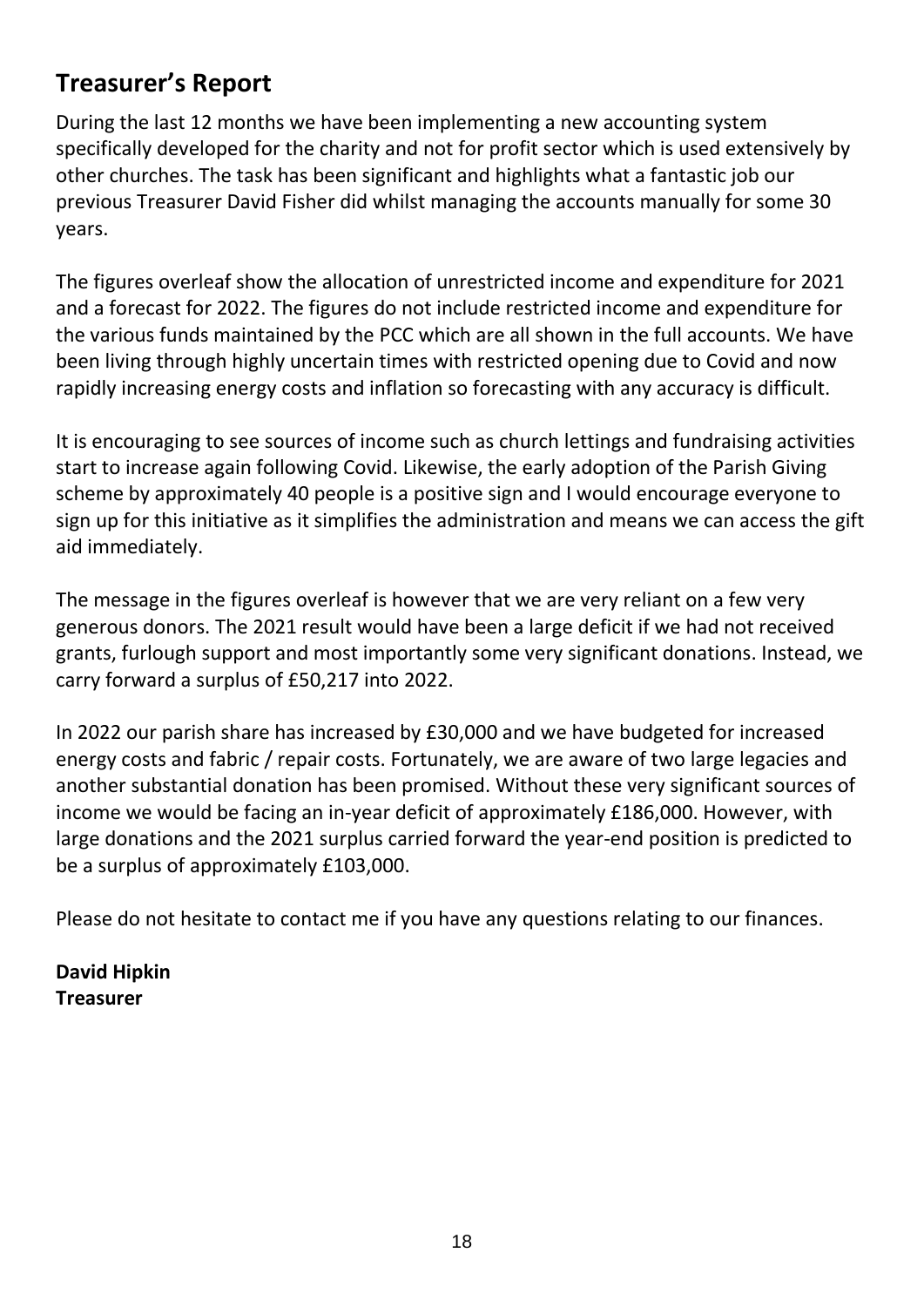## Treasurer's Report

During the last 12 months we have been implementing a new accounting system specifically developed for the charity and not for profit sector which is used extensively by other churches. The task has been significant and highlights what a fantastic job our previous Treasurer David Fisher did whilst managing the accounts manually for some 30 years.

The figures overleaf show the allocation of unrestricted income and expenditure for 2021 and a forecast for 2022. The figures do not include restricted income and expenditure for the various funds maintained by the PCC which are all shown in the full accounts. We have been living through highly uncertain times with restricted opening due to Covid and now rapidly increasing energy costs and inflation so forecasting with any accuracy is difficult.

It is encouraging to see sources of income such as church lettings and fundraising activities start to increase again following Covid. Likewise, the early adoption of the Parish Giving scheme by approximately 40 people is a positive sign and I would encourage everyone to sign up for this initiative as it simplifies the administration and means we can access the gift aid immediately.

The message in the figures overleaf is however that we are very reliant on a few very generous donors. The 2021 result would have been a large deficit if we had not received grants, furlough support and most importantly some very significant donations. Instead, we carry forward a surplus of £50,217 into 2022.

In 2022 our parish share has increased by £30,000 and we have budgeted for increased energy costs and fabric / repair costs. Fortunately, we are aware of two large legacies and another substantial donation has been promised. Without these very significant sources of income we would be facing an in-year deficit of approximately £186,000. However, with large donations and the 2021 surplus carried forward the year-end position is predicted to be a surplus of approximately £103,000.

Please do not hesitate to contact me if you have any questions relating to our finances.

**David Hipkin**
**Treasurer**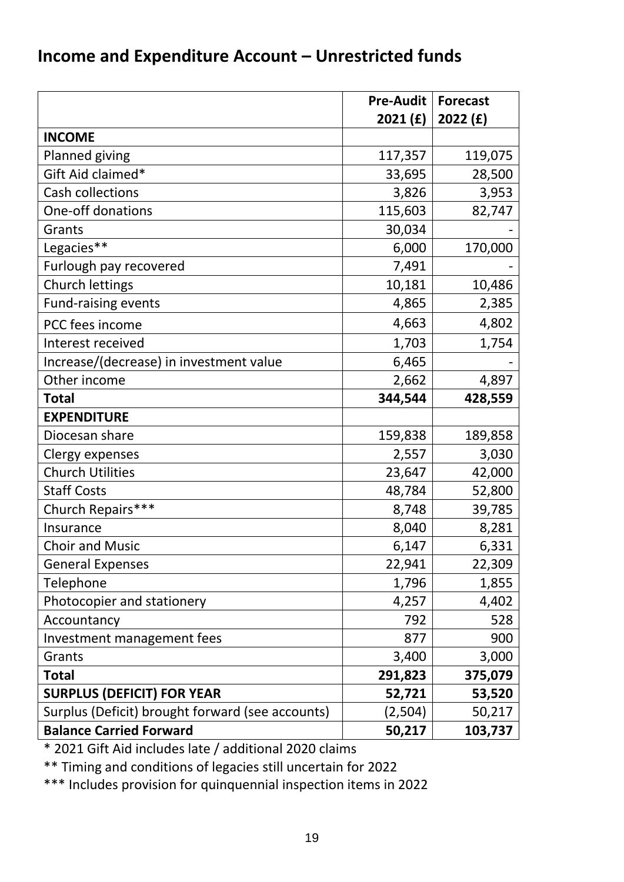## Income and Expenditure Account – Unrestricted funds

| | Pre-Audit 2021 (£) | Forecast 2022 (£) |
|---|---|---|
| **INCOME** | | |
| Planned giving | 117,357 | 119,075 |
| Gift Aid claimed* | 33,695 | 28,500 |
| Cash collections | 3,826 | 3,953 |
| One-off donations | 115,603 | 82,747 |
| Grants | 30,034 | - |
| Legacies** | 6,000 | 170,000 |
| Furlough pay recovered | 7,491 | - |
| Church lettings | 10,181 | 10,486 |
| Fund-raising events | 4,865 | 2,385 |
| PCC fees income | 4,663 | 4,802 |
| Interest received | 1,703 | 1,754 |
| Increase/(decrease) in investment value | 6,465 | - |
| Other income | 2,662 | 4,897 |
| **Total** | **344,544** | **428,559** |
| **EXPENDITURE** | | |
| Diocesan share | 159,838 | 189,858 |
| Clergy expenses | 2,557 | 3,030 |
| Church Utilities | 23,647 | 42,000 |
| Staff Costs | 48,784 | 52,800 |
| Church Repairs*** | 8,748 | 39,785 |
| Insurance | 8,040 | 8,281 |
| Choir and Music | 6,147 | 6,331 |
| General Expenses | 22,941 | 22,309 |
| Telephone | 1,796 | 1,855 |
| Photocopier and stationery | 4,257 | 4,402 |
| Accountancy | 792 | 528 |
| Investment management fees | 877 | 900 |
| Grants | 3,400 | 3,000 |
| **Total** | **291,823** | **375,079** |
| **SURPLUS (DEFICIT) FOR YEAR** | **52,721** | **53,520** |
| Surplus (Deficit) brought forward (see accounts) | (2,504) | 50,217 |
| **Balance Carried Forward** | **50,217** | **103,737** |

* 2021 Gift Aid includes late / additional 2020 claims

** Timing and conditions of legacies still uncertain for 2022

*** Includes provision for quinquennial inspection items in 2022